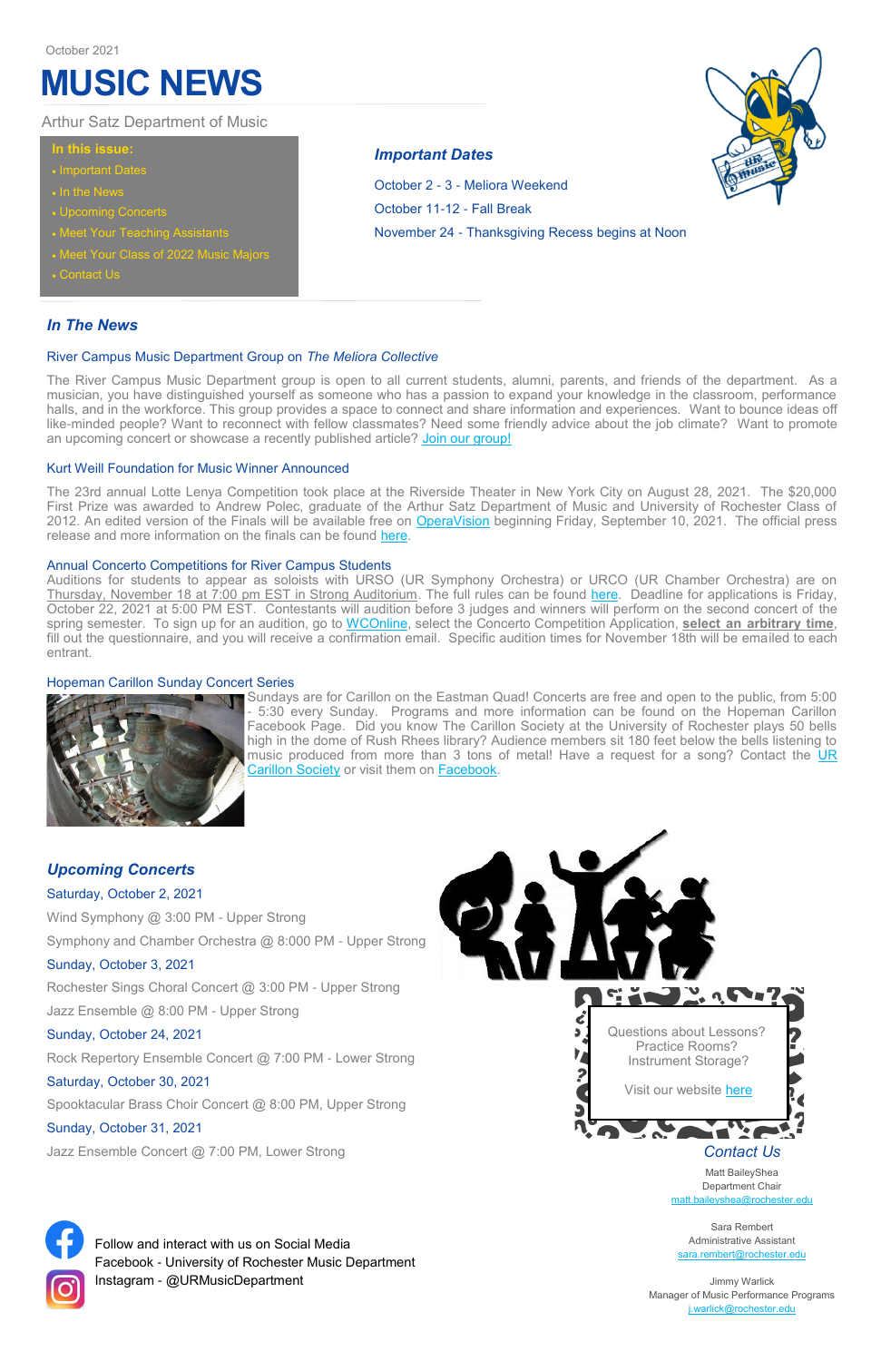October 2021

# MUSIC NEWS

Arthur Satz Department of Music

**In this issue:**

- Important Dates
- In the News
- Upcoming Concerts
- Meet Your Teaching Assistants
- Meet Your Class of 2022 Music Majors
- Contact Us

## *Important Dates*

October 2 - 3 - Meliora Weekend

October 11-12 - Fall Break

November 24 - Thanksgiving Recess begins at Noon

## *In The News*

### River Campus Music Department Group on *The Meliora Collective*

The River Campus Music Department group is open to all current students, alumni, parents, and friends of the department. As a musician, you have distinguished yourself as someone who has a passion to expand your knowledge in the classroom, performance halls, and in the workforce. This group provides a space to connect and share information and experiences. Want to bounce ideas off like-minded people? Want to reconnect with fellow classmates? Need some friendly advice about the job climate? Want to promote an upcoming concert or showcase a recently published article? Join our group!

### Kurt Weill Foundation for Music Winner Announced

The 23rd annual Lotte Lenya Competition took place at the Riverside Theater in New York City on August 28, 2021. The $20,000 First Prize was awarded to Andrew Polec, graduate of the Arthur Satz Department of Music and University of Rochester Class of 2012. An edited version of the Finals will be available free on OperaVision beginning Friday, September 10, 2021. The official press release and more information on the finals can be found here.

### Annual Concerto Competitions for River Campus Students

Auditions for students to appear as soloists with URSO (UR Symphony Orchestra) or URCO (UR Chamber Orchestra) are on Thursday, November 18 at 7:00 pm EST in Strong Auditorium. The full rules can be found here. Deadline for applications is Friday, October 22, 2021 at 5:00 PM EST. Contestants will audition before 3 judges and winners will perform on the second concert of the spring semester. To sign up for an audition, go to WCOnline, select the Concerto Competition Application, **select an arbitrary time**, fill out the questionnaire, and you will receive a confirmation email. Specific audition times for November 18th will be emailed to each entrant.

### Hopeman Carillon Sunday Concert Series

Sundays are for Carillon on the Eastman Quad! Concerts are free and open to the public, from 5:00 - 5:30 every Sunday. Programs and more information can be found on the Hopeman Carillon Facebook Page. Did you know The Carillon Society at the University of Rochester plays 50 bells high in the dome of Rush Rhees library? Audience members sit 180 feet below the bells listening to music produced from more than 3 tons of metal! Have a request for a song? Contact the UR Carillon Society or visit them on Facebook.

## *Upcoming Concerts*

**Saturday, October 2, 2021**

Wind Symphony @ 3:00 PM - Upper Strong

Symphony and Chamber Orchestra @ 8:000 PM - Upper Strong

**Sunday, October 3, 2021**

Rochester Sings Choral Concert @ 3:00 PM - Upper Strong

Jazz Ensemble @ 8:00 PM - Upper Strong

**Sunday, October 24, 2021**

Rock Repertory Ensemble Concert @ 7:00 PM - Lower Strong

**Saturday, October 30, 2021**

Spooktacular Brass Choir Concert @ 8:00 PM, Upper Strong

**Sunday, October 31, 2021**

Jazz Ensemble Concert @ 7:00 PM, Lower Strong

Questions about Lessons?
Practice Rooms?
Instrument Storage?

Visit our website here

## *Contact Us*

Matt BaileyShea
Department Chair
matt.baileyshea@rochester.edu

Sara Rembert
Administrative Assistant
sara.rembert@rochester.edu

Jimmy Warlick
Manager of Music Performance Programs
j.warlick@rochester.edu

Follow and interact with us on Social Media
Facebook - University of Rochester Music Department
Instagram - @URMusicDepartment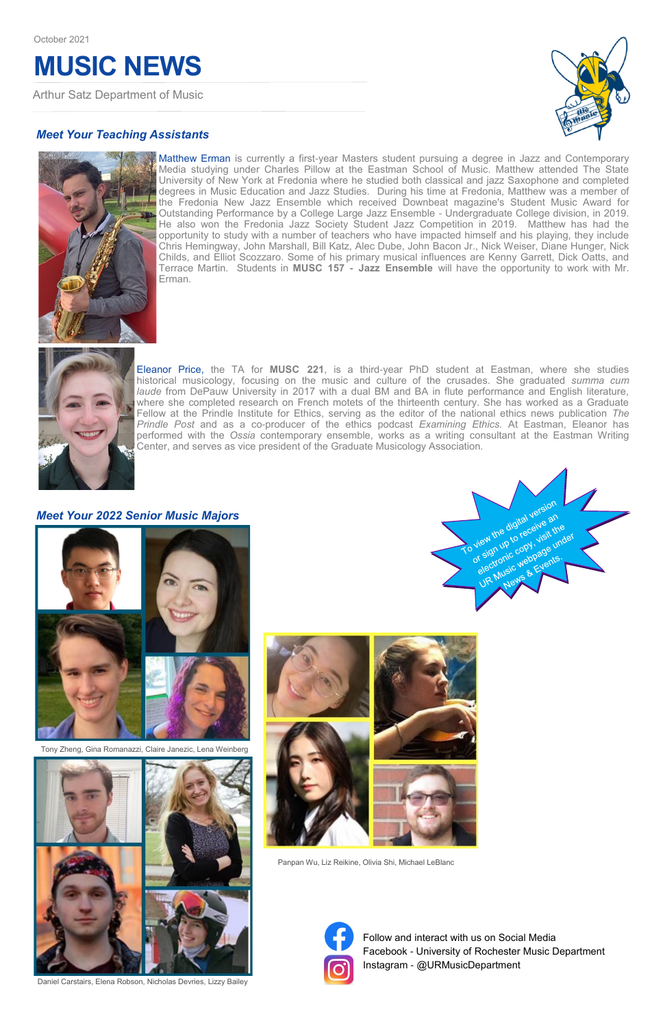October 2021

# MUSIC NEWS

Arthur Satz Department of Music

### *Meet Your Teaching Assistants*

Matthew Erman is currently a first-year Masters student pursuing a degree in Jazz and Contemporary Media studying under Charles Pillow at the Eastman School of Music. Matthew attended The State University of New York at Fredonia where he studied both classical and jazz Saxophone and completed degrees in Music Education and Jazz Studies. During his time at Fredonia, Matthew was a member of the Fredonia New Jazz Ensemble which received Downbeat magazine's Student Music Award for Outstanding Performance by a College Large Jazz Ensemble - Undergraduate College division, in 2019. He also won the Fredonia Jazz Society Student Jazz Competition in 2019. Matthew has had the opportunity to study with a number of teachers who have impacted himself and his playing, they include Chris Hemingway, John Marshall, Bill Katz, Alec Dube, John Bacon Jr., Nick Weiser, Diane Hunger, Nick Childs, and Elliot Scozzaro. Some of his primary musical influences are Kenny Garrett, Dick Oatts, and Terrace Martin. Students in **MUSC 157 - Jazz Ensemble** will have the opportunity to work with Mr. Erman.

Eleanor Price, the TA for **MUSC 221**, is a third-year PhD student at Eastman, where she studies historical musicology, focusing on the music and culture of the crusades. She graduated *summa cum laude* from DePauw University in 2017 with a dual BM and BA in flute performance and English literature, where she completed research on French motets of the thirteenth century. She has worked as a Graduate Fellow at the Prindle Institute for Ethics, serving as the editor of the national ethics news publication *The Prindle Post* and as a co-producer of the ethics podcast *Examining Ethics.* At Eastman, Eleanor has performed with the *Ossia* contemporary ensemble, works as a writing consultant at the Eastman Writing Center, and serves as vice president of the Graduate Musicology Association.

### *Meet Your 2022 Senior Music Majors*

Tony Zheng, Gina Romanazzi, Claire Janezic, Lena Weinberg

Daniel Carstairs, Elena Robson, Nicholas Devries, Lizzy Bailey

Panpan Wu, Liz Reikine, Olivia Shi, Michael LeBlanc

To view the digital version or sign up to receive an electronic copy, visit the UR Music webpage under News & Events.

Follow and interact with us on Social Media
Facebook - University of Rochester Music Department
Instagram - @URMusicDepartment